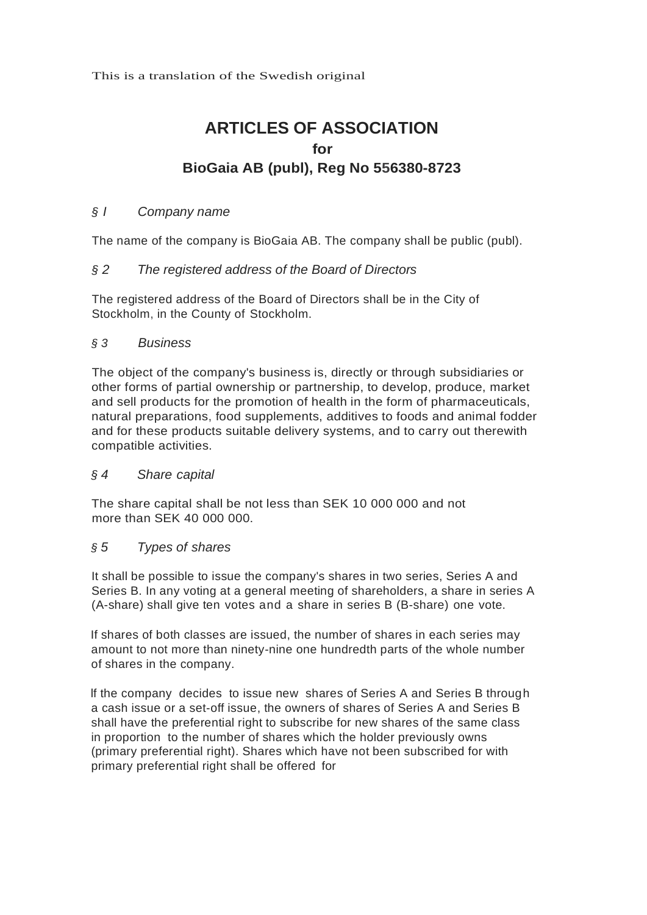This is a translation of the Swedish original

# ARTICLES OF ASSOCIATION
## for
## BioGaia AB (publ), Reg No 556380-8723

### *§ I Company name*

The name of the company is BioGaia AB. The company shall be public (publ).

### *§ 2 The registered address of the Board of Directors*

The registered address of the Board of Directors shall be in the City of Stockholm, in the County of Stockholm.

### *§ 3 Business*

The object of the company's business is, directly or through subsidiaries or other forms of partial ownership or partnership, to develop, produce, market and sell products for the promotion of health in the form of pharmaceuticals, natural preparations, food supplements, additives to foods and animal fodder and for these products suitable delivery systems, and to carry out therewith compatible activities.

### *§ 4 Share capital*

The share capital shall be not less than SEK 10 000 000 and not more than SEK 40 000 000.

### *§ 5 Types of shares*

It shall be possible to issue the company's shares in two series, Series A and Series B. In any voting at a general meeting of shareholders, a share in series A (A-share) shall give ten votes and a share in series B (B-share) one vote.

If shares of both classes are issued, the number of shares in each series may amount to not more than ninety-nine one hundredth parts of the whole number of shares in the company.

If the company decides to issue new shares of Series A and Series B through a cash issue or a set-off issue, the owners of shares of Series A and Series B shall have the preferential right to subscribe for new shares of the same class in proportion to the number of shares which the holder previously owns (primary preferential right). Shares which have not been subscribed for with primary preferential right shall be offered for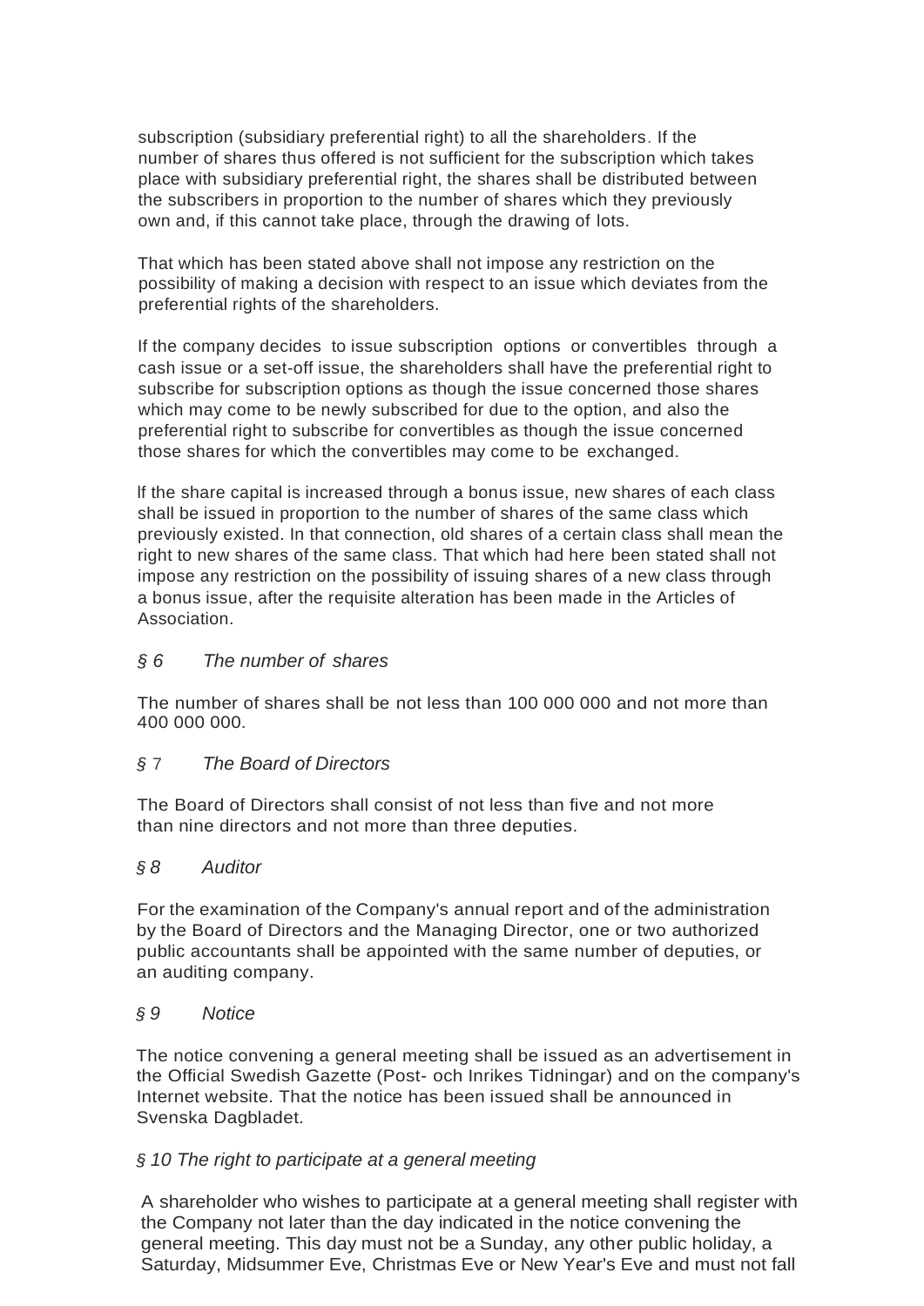subscription (subsidiary preferential right) to all the shareholders. If the number of shares thus offered is not sufficient for the subscription which takes place with subsidiary preferential right, the shares shall be distributed between the subscribers in proportion to the number of shares which they previously own and, if this cannot take place, through the drawing of lots.

That which has been stated above shall not impose any restriction on the possibility of making a decision with respect to an issue which deviates from the preferential rights of the shareholders.

If the company decides to issue subscription options or convertibles through a cash issue or a set-off issue, the shareholders shall have the preferential right to subscribe for subscription options as though the issue concerned those shares which may come to be newly subscribed for due to the option, and also the preferential right to subscribe for convertibles as though the issue concerned those shares for which the convertibles may come to be exchanged.

lf the share capital is increased through a bonus issue, new shares of each class shall be issued in proportion to the number of shares of the same class which previously existed. In that connection, old shares of a certain class shall mean the right to new shares of the same class. That which had here been stated shall not impose any restriction on the possibility of issuing shares of a new class through a bonus issue, after the requisite alteration has been made in the Articles of Association.

*§ 6 The number of shares*

The number of shares shall be not less than 100 000 000 and not more than 400 000 000.

*§ 7 The Board of Directors*

The Board of Directors shall consist of not less than five and not more than nine directors and not more than three deputies.

*§ 8 Auditor*

For the examination of the Company's annual report and of the administration by the Board of Directors and the Managing Director, one or two authorized public accountants shall be appointed with the same number of deputies, or an auditing company.

*§ 9 Notice*

The notice convening a general meeting shall be issued as an advertisement in the Official Swedish Gazette (Post- och Inrikes Tidningar) and on the company's Internet website. That the notice has been issued shall be announced in Svenska Dagbladet.

*§ 10 The right to participate at a general meeting*

A shareholder who wishes to participate at a general meeting shall register with the Company not later than the day indicated in the notice convening the general meeting. This day must not be a Sunday, any other public holiday, a Saturday, Midsummer Eve, Christmas Eve or New Year's Eve and must not fall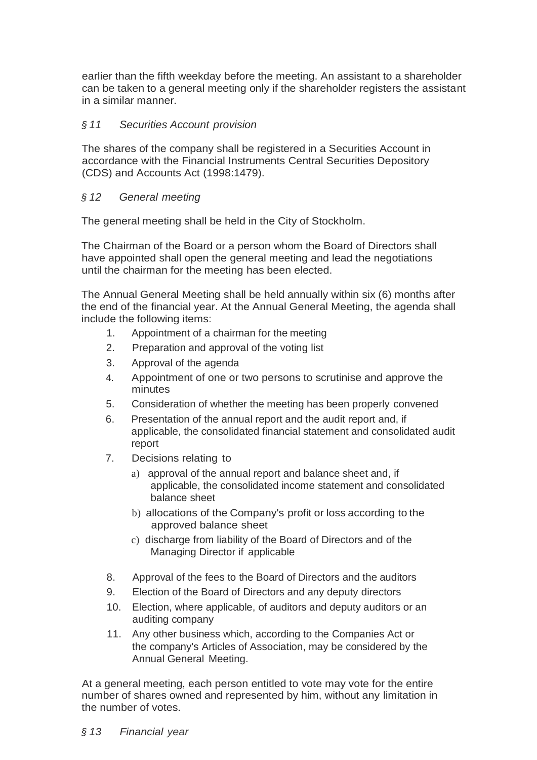earlier than the fifth weekday before the meeting. An assistant to a shareholder can be taken to a general meeting only if the shareholder registers the assistant in a similar manner.

### *§ 11 Securities Account provision*

The shares of the company shall be registered in a Securities Account in accordance with the Financial Instruments Central Securities Depository (CDS) and Accounts Act (1998:1479).

### *§ 12 General meeting*

The general meeting shall be held in the City of Stockholm.

The Chairman of the Board or a person whom the Board of Directors shall have appointed shall open the general meeting and lead the negotiations until the chairman for the meeting has been elected.

The Annual General Meeting shall be held annually within six (6) months after the end of the financial year. At the Annual General Meeting, the agenda shall include the following items:

1. Appointment of a chairman for the meeting
2. Preparation and approval of the voting list
3. Approval of the agenda
4. Appointment of one or two persons to scrutinise and approve the minutes
5. Consideration of whether the meeting has been properly convened
6. Presentation of the annual report and the audit report and, if applicable, the consolidated financial statement and consolidated audit report
7. Decisions relating to
   a) approval of the annual report and balance sheet and, if applicable, the consolidated income statement and consolidated balance sheet
   b) allocations of the Company's profit or loss according to the approved balance sheet
   c) discharge from liability of the Board of Directors and of the Managing Director if applicable
8. Approval of the fees to the Board of Directors and the auditors
9. Election of the Board of Directors and any deputy directors
10. Election, where applicable, of auditors and deputy auditors or an auditing company
11. Any other business which, according to the Companies Act or the company's Articles of Association, may be considered by the Annual General Meeting.

At a general meeting, each person entitled to vote may vote for the entire number of shares owned and represented by him, without any limitation in the number of votes.

### *§ 13 Financial year*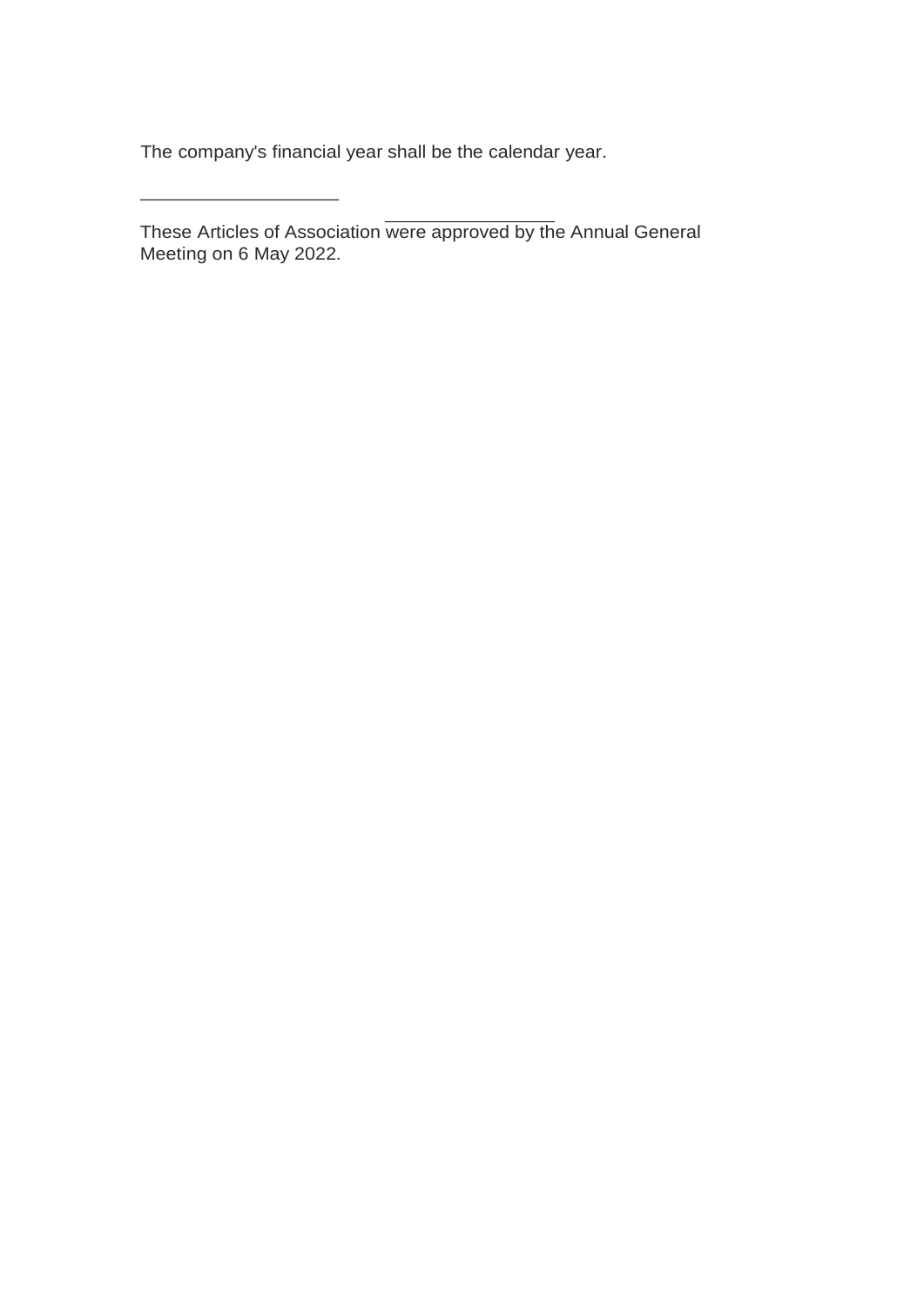The company's financial year shall be the calendar year.

___________________

These Articles of Association were approved by the Annual General Meeting on 6 May 2022.